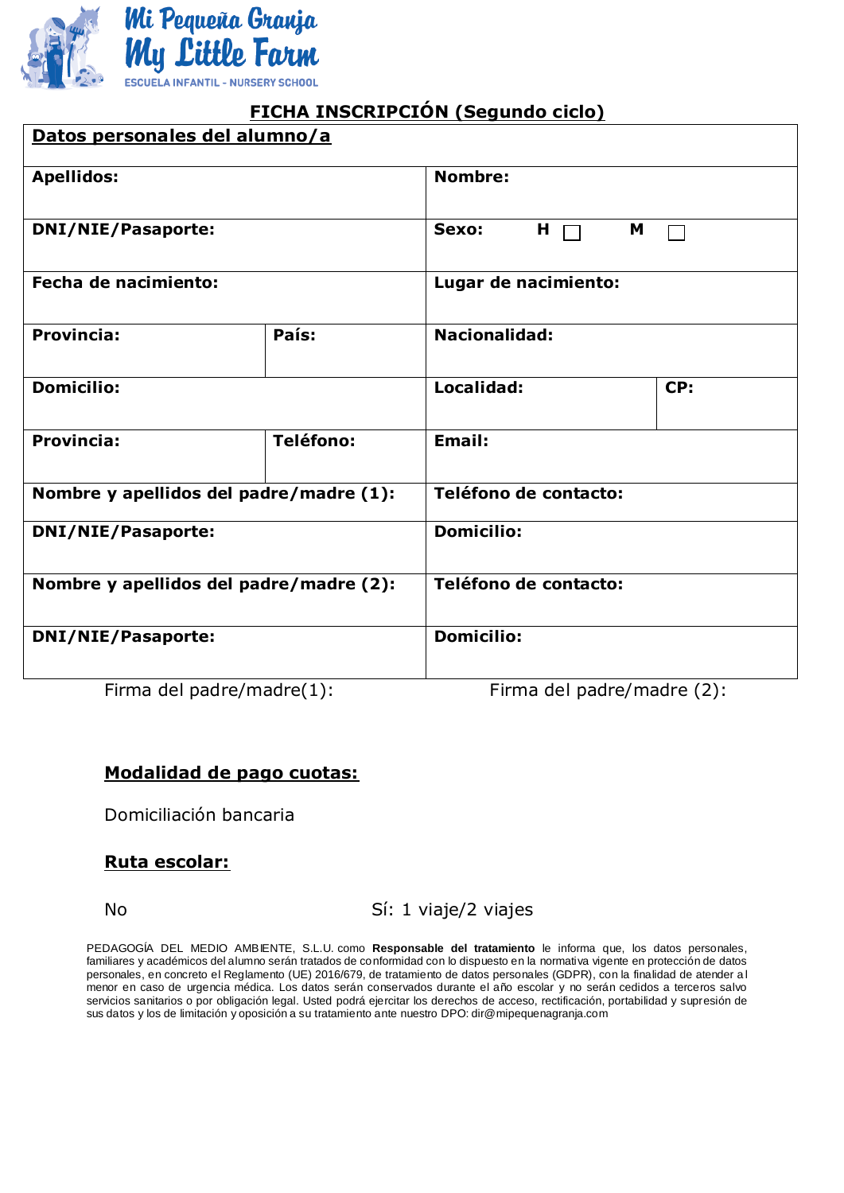Mi Pequeña Granja
My Little Farm
ESCUELA INFANTIL - NURSERY SCHOOL

## FICHA INSCRIPCIÓN (Segundo ciclo)

| **Datos personales del alumno/a** | | | |
|---|---|---|---|
| **Apellidos:** | | **Nombre:** | |
| **DNI/NIE/Pasaporte:** | | **Sexo:** **H** ☐ **M** ☐ | |
| **Fecha de nacimiento:** | | **Lugar de nacimiento:** | |
| **Provincia:** | **País:** | **Nacionalidad:** | |
| **Domicilio:** | | **Localidad:** | **CP:** |
| **Provincia:** | **Teléfono:** | **Email:** | |
| **Nombre y apellidos del padre/madre (1):** | | **Teléfono de contacto:** | |
| **DNI/NIE/Pasaporte:** | | **Domicilio:** | |
| **Nombre y apellidos del padre/madre (2):** | | **Teléfono de contacto:** | |
| **DNI/NIE/Pasaporte:** | | **Domicilio:** | |

Firma del padre/madre(1): Firma del padre/madre (2):

### Modalidad de pago cuotas:

Domiciliación bancaria

### Ruta escolar:

No Sí: 1 viaje/2 viajes

PEDAGOGÍA DEL MEDIO AMBIENTE, S.L.U. como **Responsable del tratamiento** le informa que, los datos personales, familiares y académicos del alumno serán tratados de conformidad con lo dispuesto en la normativa vigente en protección de datos personales, en concreto el Reglamento (UE) 2016/679, de tratamiento de datos personales (GDPR), con la finalidad de atender al menor en caso de urgencia médica. Los datos serán conservados durante el año escolar y no serán cedidos a terceros salvo servicios sanitarios o por obligación legal. Usted podrá ejercitar los derechos de acceso, rectificación, portabilidad y supresión de sus datos y los de limitación y oposición a su tratamiento ante nuestro DPO: dir@mipequenagranja.com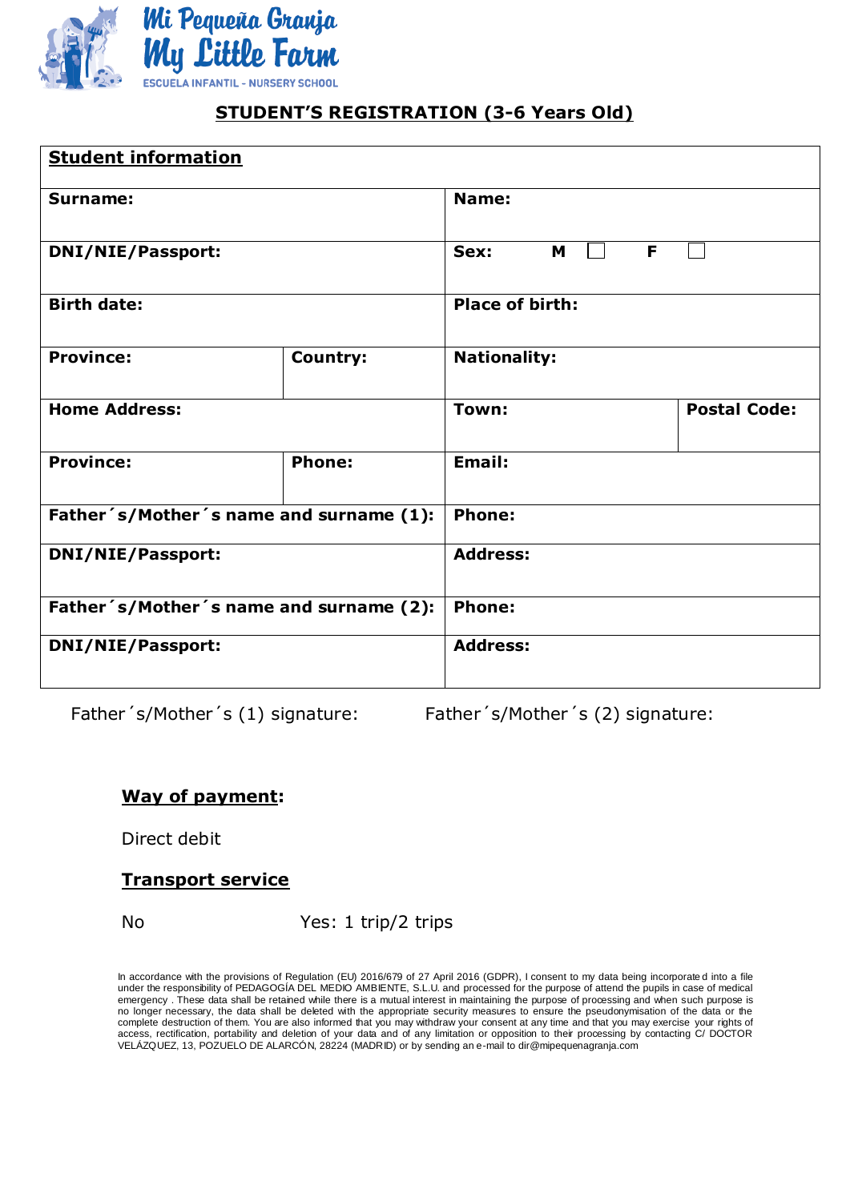Mi Pequeña Granja
My Little Farm
ESCUELA INFANTIL - NURSERY SCHOOL

## STUDENT'S REGISTRATION (3-6 Years Old)

| **Student information** | | | |
|---|---|---|---|
| **Surname:** | | **Name:** | |
| **DNI/NIE/Passport:** | | **Sex:** M ☐ F ☐ | |
| **Birth date:** | | **Place of birth:** | |
| **Province:** | **Country:** | **Nationality:** | |
| **Home Address:** | | **Town:** | **Postal Code:** |
| **Province:** | **Phone:** | **Email:** | |
| **Father´s/Mother´s name and surname (1):** | | **Phone:** | |
| **DNI/NIE/Passport:** | | **Address:** | |
| **Father´s/Mother´s name and surname (2):** | | **Phone:** | |
| **DNI/NIE/Passport:** | | **Address:** | |

Father´s/Mother´s (1) signature: Father´s/Mother´s (2) signature:

**Way of payment:**

Direct debit

**Transport service**

No Yes: 1 trip/2 trips

In accordance with the provisions of Regulation (EU) 2016/679 of 27 April 2016 (GDPR), I consent to my data being incorporated into a file under the responsibility of PEDAGOGÍA DEL MEDIO AMBIENTE, S.L.U. and processed for the purpose of attend the pupils in case of medical emergency . These data shall be retained while there is a mutual interest in maintaining the purpose of processing and when such purpose is no longer necessary, the data shall be deleted with the appropriate security measures to ensure the pseudonymisation of the data or the complete destruction of them. You are also informed that you may withdraw your consent at any time and that you may exercise your rights of access, rectification, portability and deletion of your data and of any limitation or opposition to their processing by contacting C/ DOCTOR VELÁZQUEZ, 13, POZUELO DE ALARCÓN, 28224 (MADRID) or by sending an e-mail to dir@mipequenagranja.com